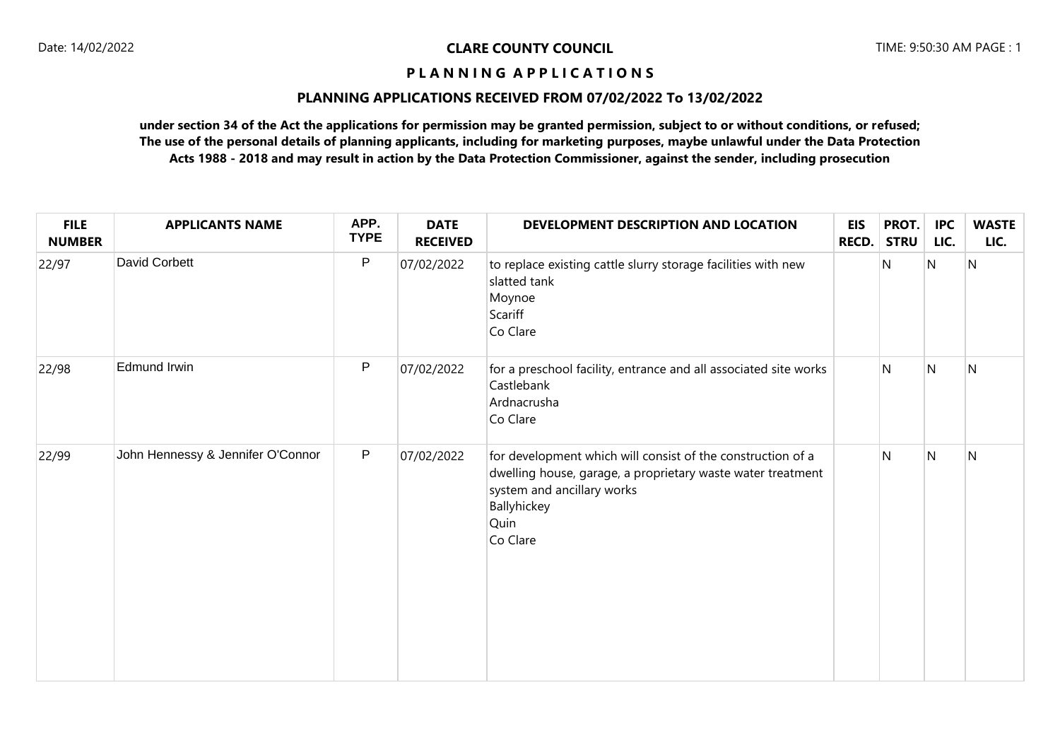**CLARE COUNTY COUNCIL**

# P L A N N I N G  A P P L I C A T I O N S

## PLANNING APPLICATIONS RECEIVED FROM 07/02/2022 To 13/02/2022

**under section 34 of the Act the applications for permission may be granted permission, subject to or without conditions, or refused; The use of the personal details of planning applicants, including for marketing purposes, maybe unlawful under the Data Protection Acts 1988 - 2018 and may result in action by the Data Protection Commissioner, against the sender, including prosecution**

| FILE NUMBER | APPLICANTS NAME | APP. TYPE | DATE RECEIVED | DEVELOPMENT DESCRIPTION AND LOCATION | EIS RECD. | PROT. STRU | IPC LIC. | WASTE LIC. |
|---|---|---|---|---|---|---|---|---|
| 22/97 | David Corbett | P | 07/02/2022 | to replace existing cattle slurry storage facilities with new slatted tank<br>Moynoe<br>Scariff<br>Co Clare | | N | N | N |
| 22/98 | Edmund Irwin | P | 07/02/2022 | for a preschool facility, entrance and all associated site works<br>Castlebank<br>Ardnacrusha<br>Co Clare | | N | N | N |
| 22/99 | John Hennessy & Jennifer O'Connor | P | 07/02/2022 | for development which will consist of the construction of a dwelling house, garage, a proprietary waste water treatment system and ancillary works<br>Ballyhickey<br>Quin<br>Co Clare | | N | N | N |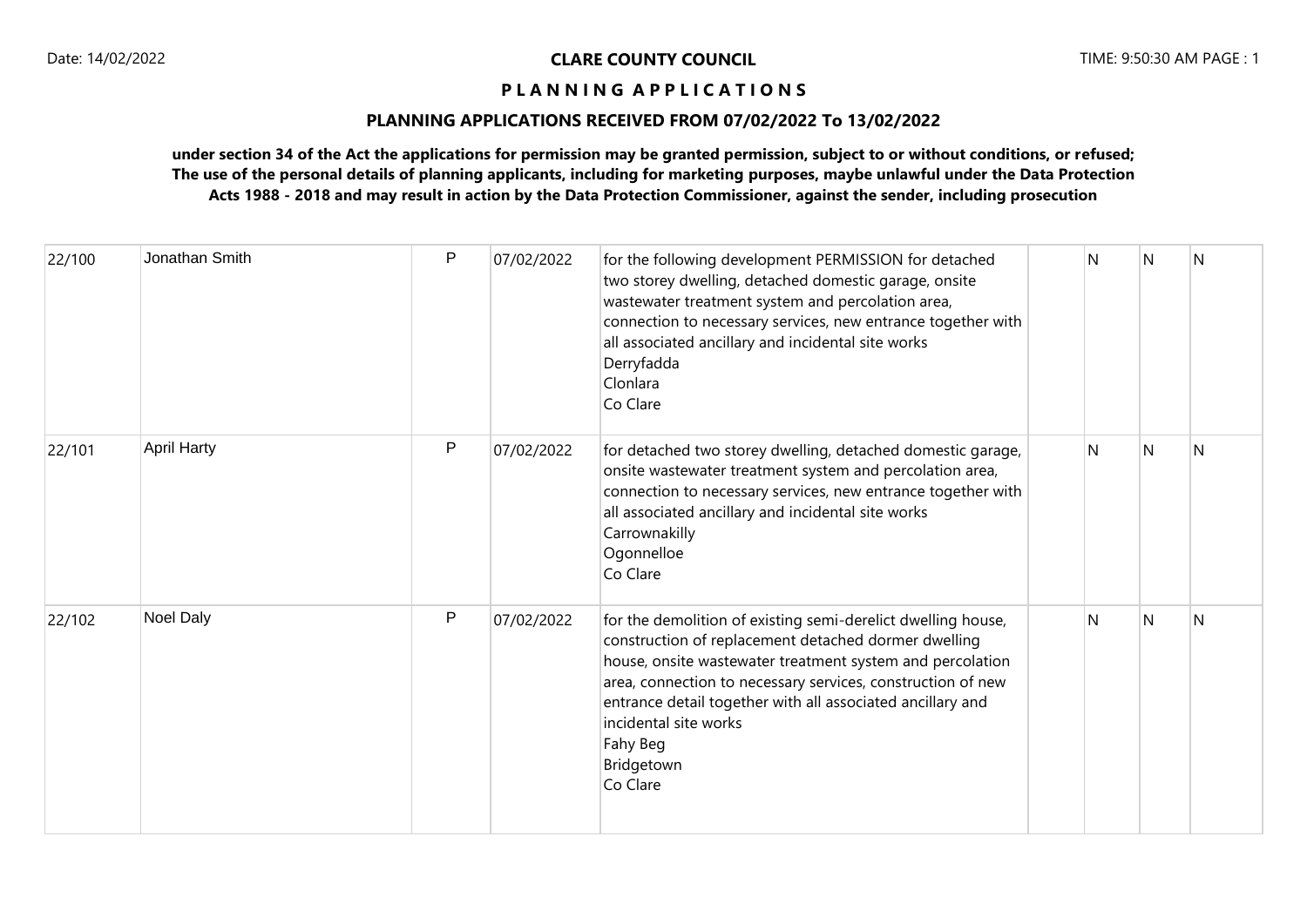# CLARE COUNTY COUNCIL

## PLANNING APPLICATIONS

### PLANNING APPLICATIONS RECEIVED FROM 07/02/2022 To 13/02/2022

**under section 34 of the Act the applications for permission may be granted permission, subject to or without conditions, or refused; The use of the personal details of planning applicants, including for marketing purposes, maybe unlawful under the Data Protection Acts 1988 - 2018 and may result in action by the Data Protection Commissioner, against the sender, including prosecution**

| | | | | | | | | |
|---|---|---|---|---|---|---|---|---|
| 22/100 | Jonathan Smith | P | 07/02/2022 | for the following development PERMISSION for detached two storey dwelling, detached domestic garage, onsite wastewater treatment system and percolation area, connection to necessary services, new entrance together with all associated ancillary and incidental site works<br>Derryfadda<br>Clonlara<br>Co Clare | | N | N | N |
| 22/101 | April Harty | P | 07/02/2022 | for detached two storey dwelling, detached domestic garage, onsite wastewater treatment system and percolation area, connection to necessary services, new entrance together with all associated ancillary and incidental site works<br>Carrownakilly<br>Ogonnelloe<br>Co Clare | | N | N | N |
| 22/102 | Noel Daly | P | 07/02/2022 | for the demolition of existing semi-derelict dwelling house, construction of replacement detached dormer dwelling house, onsite wastewater treatment system and percolation area, connection to necessary services, construction of new entrance detail together with all associated ancillary and incidental site works<br>Fahy Beg<br>Bridgetown<br>Co Clare | | N | N | N |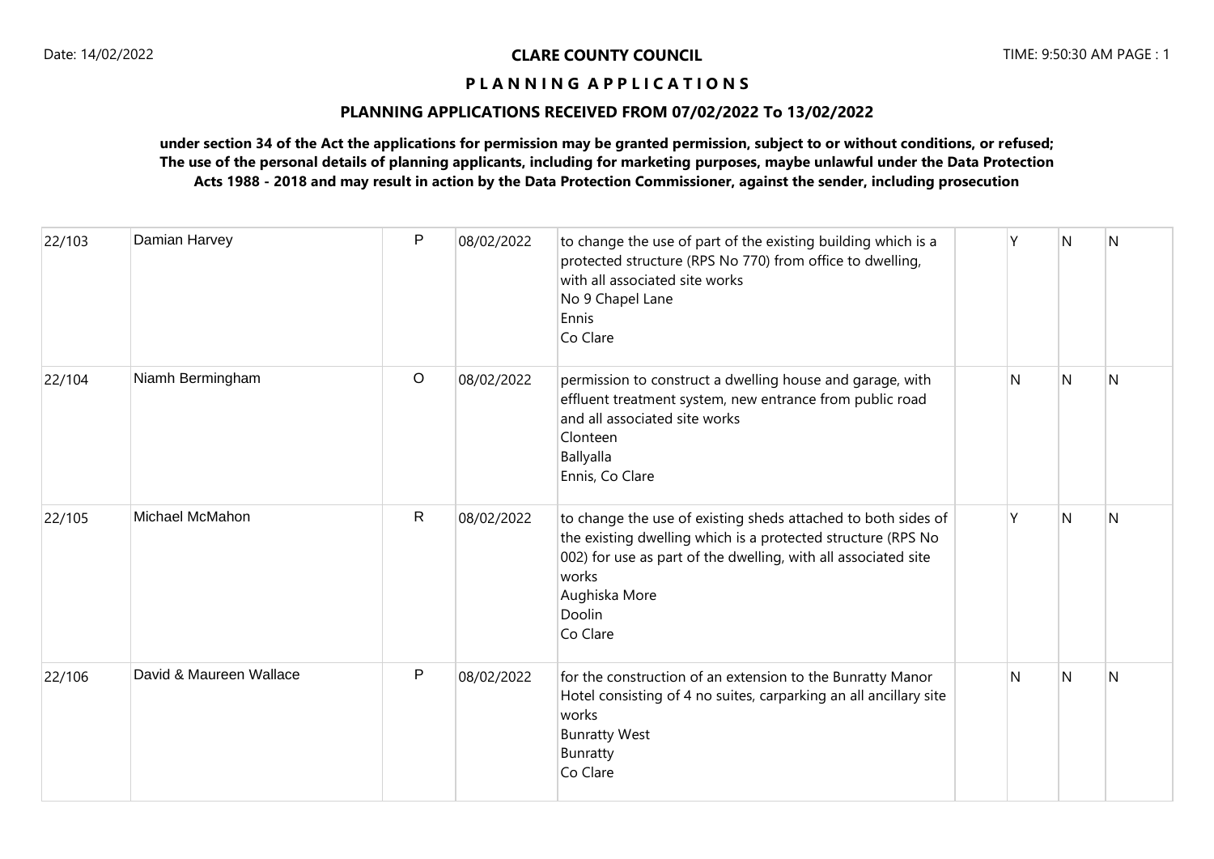# CLARE COUNTY COUNCIL

## P L A N N I N G A P P L I C A T I O N S

### PLANNING APPLICATIONS RECEIVED FROM 07/02/2022 To 13/02/2022

**under section 34 of the Act the applications for permission may be granted permission, subject to or without conditions, or refused; The use of the personal details of planning applicants, including for marketing purposes, maybe unlawful under the Data Protection Acts 1988 - 2018 and may result in action by the Data Protection Commissioner, against the sender, including prosecution**

| | | | | | | | | |
|---|---|---|---|---|---|---|---|---|
| 22/103 | Damian Harvey | P | 08/02/2022 | to change the use of part of the existing building which is a protected structure (RPS No 770) from office to dwelling, with all associated site works<br>No 9 Chapel Lane<br>Ennis<br>Co Clare | | Y | N | N |
| 22/104 | Niamh Bermingham | O | 08/02/2022 | permission to construct a dwelling house and garage, with effluent treatment system, new entrance from public road and all associated site works<br>Clonteen<br>Ballyalla<br>Ennis, Co Clare | | N | N | N |
| 22/105 | Michael McMahon | R | 08/02/2022 | to change the use of existing sheds attached to both sides of the existing dwelling which is a protected structure (RPS No 002) for use as part of the dwelling, with all associated site works<br>Aughiska More<br>Doolin<br>Co Clare | | Y | N | N |
| 22/106 | David & Maureen Wallace | P | 08/02/2022 | for the construction of an extension to the Bunratty Manor Hotel consisting of 4 no suites, carparking an all ancillary site works<br>Bunratty West<br>Bunratty<br>Co Clare | | N | N | N |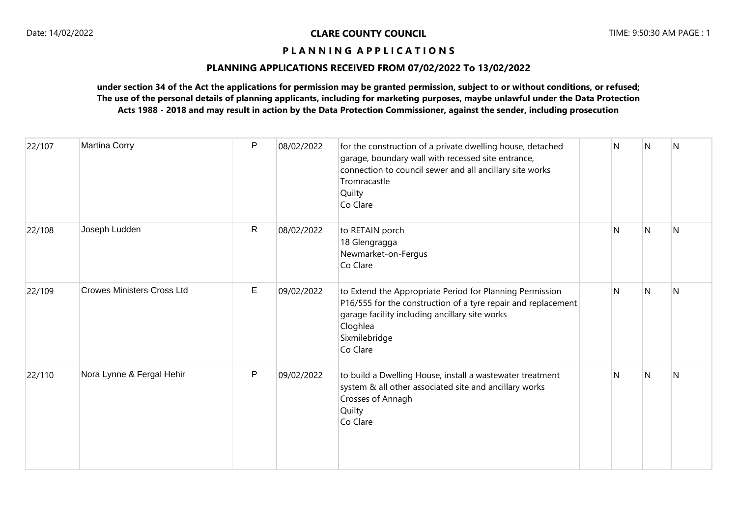**CLARE COUNTY COUNCIL**

**P L A N N I N G A P P L I C A T I O N S**

**PLANNING APPLICATIONS RECEIVED FROM 07/02/2022 To 13/02/2022**

**under section 34 of the Act the applications for permission may be granted permission, subject to or without conditions, or refused; The use of the personal details of planning applicants, including for marketing purposes, maybe unlawful under the Data Protection Acts 1988 - 2018 and may result in action by the Data Protection Commissioner, against the sender, including prosecution**

| | | | | | | | | |
|---|---|---|---|---|---|---|---|---|
| 22/107 | Martina Corry | P | 08/02/2022 | for the construction of a private dwelling house, detached garage, boundary wall with recessed site entrance, connection to council sewer and all ancillary site works<br>Tromracastle<br>Quilty<br>Co Clare | | N | N | N |
| 22/108 | Joseph Ludden | R | 08/02/2022 | to RETAIN porch<br>18 Glengragga<br>Newmarket-on-Fergus<br>Co Clare | | N | N | N |
| 22/109 | Crowes Ministers Cross Ltd | E | 09/02/2022 | to Extend the Appropriate Period for Planning Permission P16/555 for the construction of a tyre repair and replacement garage facility including ancillary site works<br>Cloghlea<br>Sixmilebridge<br>Co Clare | | N | N | N |
| 22/110 | Nora Lynne & Fergal Hehir | P | 09/02/2022 | to build a Dwelling House, install a wastewater treatment system & all other associated site and ancillary works<br>Crosses of Annagh<br>Quilty<br>Co Clare | | N | N | N |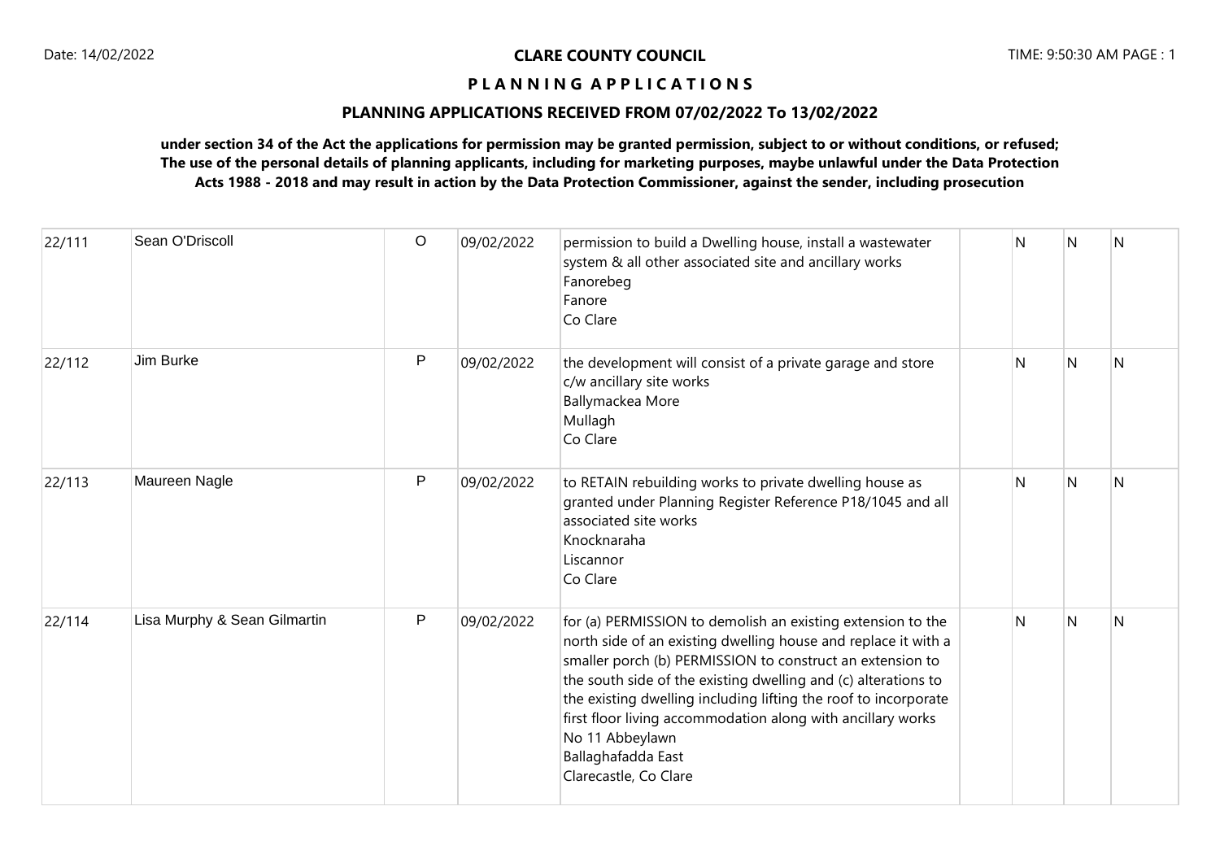**CLARE COUNTY COUNCIL**

**P L A N N I N G A P P L I C A T I O N S**

**PLANNING APPLICATIONS RECEIVED FROM 07/02/2022 To 13/02/2022**

**under section 34 of the Act the applications for permission may be granted permission, subject to or without conditions, or refused; The use of the personal details of planning applicants, including for marketing purposes, maybe unlawful under the Data Protection Acts 1988 - 2018 and may result in action by the Data Protection Commissioner, against the sender, including prosecution**

| | | | | | | | | |
|---|---|---|---|---|---|---|---|---|
| 22/111 | Sean O'Driscoll | O | 09/02/2022 | permission to build a Dwelling house, install a wastewater system & all other associated site and ancillary works<br>Fanorebeg<br>Fanore<br>Co Clare | | N | N | N |
| 22/112 | Jim Burke | P | 09/02/2022 | the development will consist of a private garage and store c/w ancillary site works<br>Ballymackea More<br>Mullagh<br>Co Clare | | N | N | N |
| 22/113 | Maureen Nagle | P | 09/02/2022 | to RETAIN rebuilding works to private dwelling house as granted under Planning Register Reference P18/1045 and all associated site works<br>Knocknaraha<br>Liscannor<br>Co Clare | | N | N | N |
| 22/114 | Lisa Murphy & Sean Gilmartin | P | 09/02/2022 | for (a) PERMISSION to demolish an existing extension to the north side of an existing dwelling house and replace it with a smaller porch (b) PERMISSION to construct an extension to the south side of the existing dwelling and (c) alterations to the existing dwelling including lifting the roof to incorporate first floor living accommodation along with ancillary works<br>No 11 Abbeylawn<br>Ballaghafadda East<br>Clarecastle, Co Clare | | N | N | N |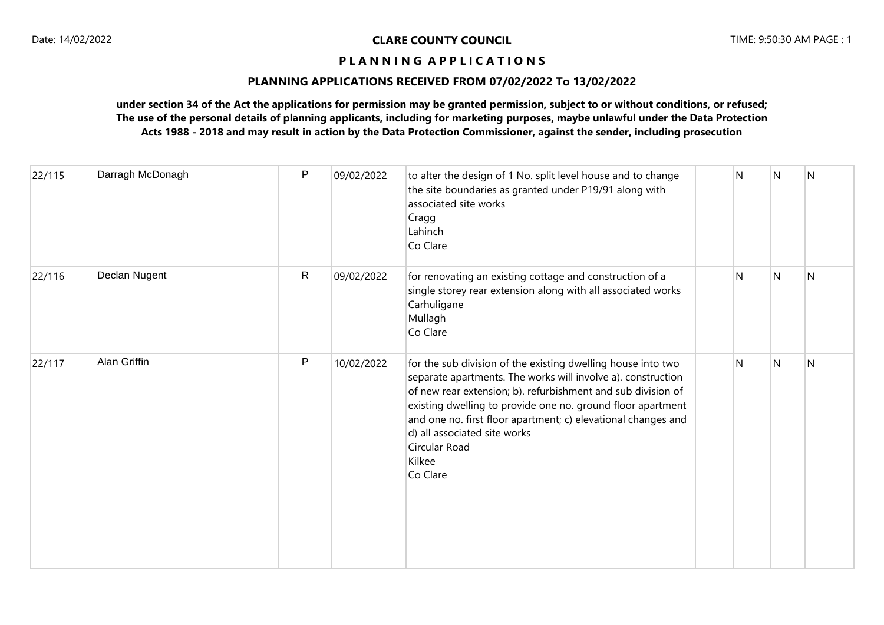**CLARE COUNTY COUNCIL**

**P L A N N I N G A P P L I C A T I O N S**

**PLANNING APPLICATIONS RECEIVED FROM 07/02/2022 To 13/02/2022**

**under section 34 of the Act the applications for permission may be granted permission, subject to or without conditions, or refused; The use of the personal details of planning applicants, including for marketing purposes, maybe unlawful under the Data Protection Acts 1988 - 2018 and may result in action by the Data Protection Commissioner, against the sender, including prosecution**

| | | | | | | | | |
|---|---|---|---|---|---|---|---|---|
| 22/115 | Darragh McDonagh | P | 09/02/2022 | to alter the design of 1 No. split level house and to change the site boundaries as granted under P19/91 along with associated site works<br>Cragg<br>Lahinch<br>Co Clare | | N | N | N |
| 22/116 | Declan Nugent | R | 09/02/2022 | for renovating an existing cottage and construction of a single storey rear extension along with all associated works<br>Carhuligane<br>Mullagh<br>Co Clare | | N | N | N |
| 22/117 | Alan Griffin | P | 10/02/2022 | for the sub division of the existing dwelling house into two separate apartments. The works will involve a). construction of new rear extension; b). refurbishment and sub division of existing dwelling to provide one no. ground floor apartment and one no. first floor apartment; c) elevational changes and d) all associated site works<br>Circular Road<br>Kilkee<br>Co Clare | | N | N | N |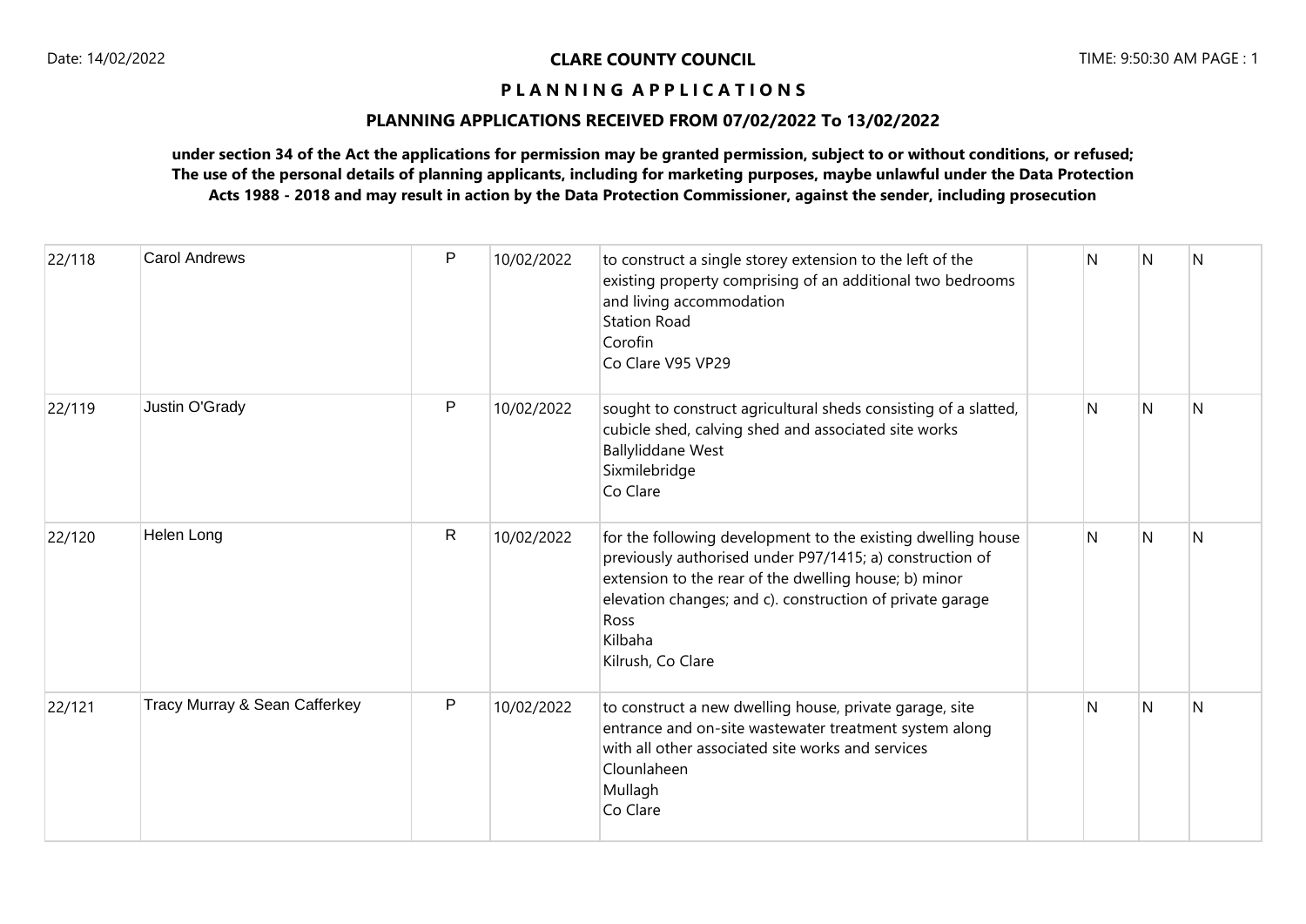**CLARE COUNTY COUNCIL**

**P L A N N I N G A P P L I C A T I O N S**

**PLANNING APPLICATIONS RECEIVED FROM 07/02/2022 To 13/02/2022**

**under section 34 of the Act the applications for permission may be granted permission, subject to or without conditions, or refused; The use of the personal details of planning applicants, including for marketing purposes, maybe unlawful under the Data Protection Acts 1988 - 2018 and may result in action by the Data Protection Commissioner, against the sender, including prosecution**

| | | | | | | | | |
|---|---|---|---|---|---|---|---|---|
| 22/118 | Carol Andrews | P | 10/02/2022 | to construct a single storey extension to the left of the existing property comprising of an additional two bedrooms and living accommodation<br>Station Road<br>Corofin<br>Co Clare V95 VP29 | | N | N | N |
| 22/119 | Justin O'Grady | P | 10/02/2022 | sought to construct agricultural sheds consisting of a slatted, cubicle shed, calving shed and associated site works<br>Ballyliddane West<br>Sixmilebridge<br>Co Clare | | N | N | N |
| 22/120 | Helen Long | R | 10/02/2022 | for the following development to the existing dwelling house previously authorised under P97/1415; a) construction of extension to the rear of the dwelling house; b) minor elevation changes; and c). construction of private garage<br>Ross<br>Kilbaha<br>Kilrush, Co Clare | | N | N | N |
| 22/121 | Tracy Murray & Sean Cafferkey | P | 10/02/2022 | to construct a new dwelling house, private garage, site entrance and on-site wastewater treatment system along with all other associated site works and services<br>Clounlaheen<br>Mullagh<br>Co Clare | | N | N | N |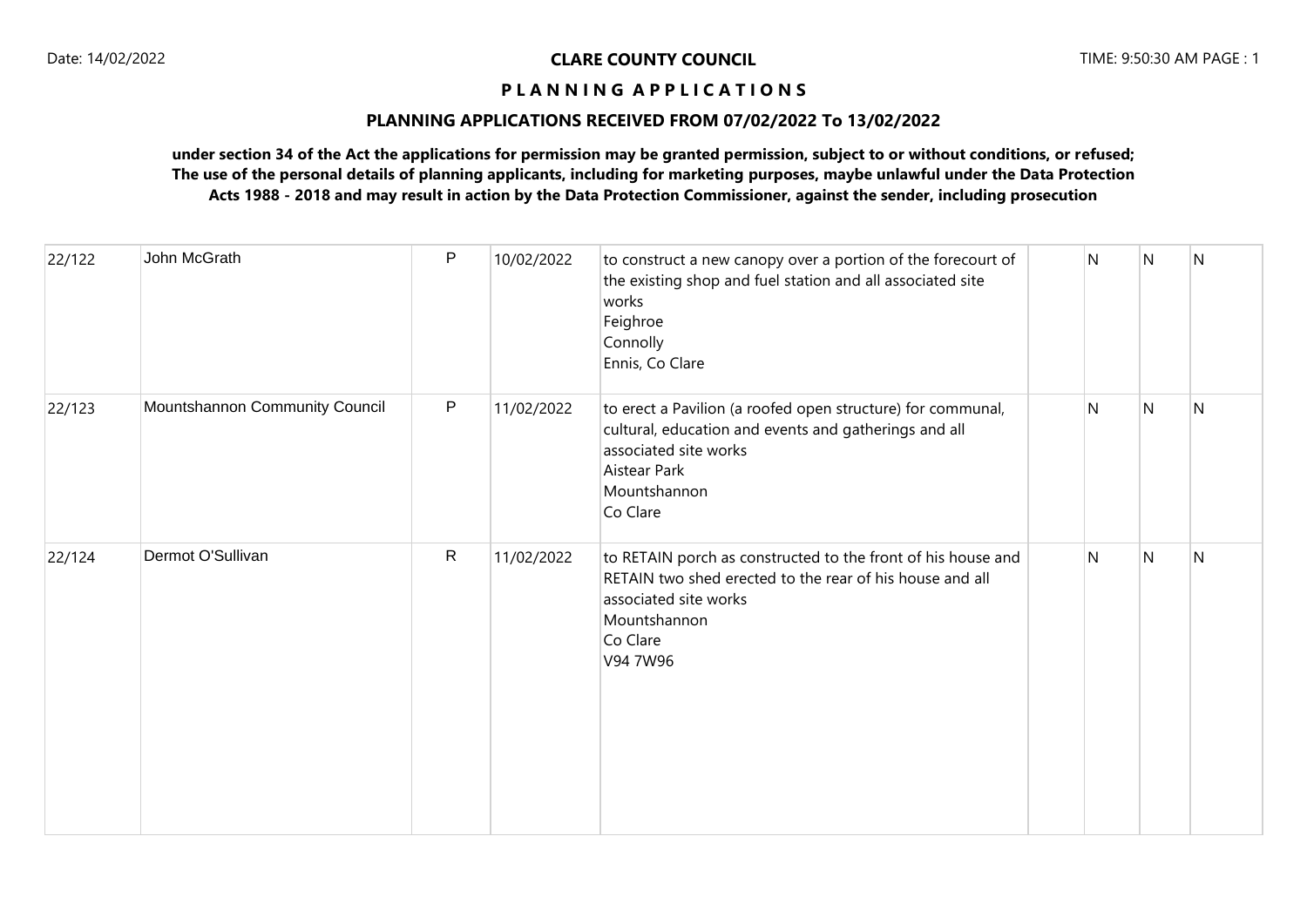**CLARE COUNTY COUNCIL**

**P L A N N I N G   A P P L I C A T I O N S**

**PLANNING APPLICATIONS RECEIVED FROM 07/02/2022 To 13/02/2022**

**under section 34 of the Act the applications for permission may be granted permission, subject to or without conditions, or refused; The use of the personal details of planning applicants, including for marketing purposes, maybe unlawful under the Data Protection Acts 1988 - 2018 and may result in action by the Data Protection Commissioner, against the sender, including prosecution**

| | | | | | | | | |
|---|---|---|---|---|---|---|---|---|
| 22/122 | John McGrath | P | 10/02/2022 | to construct a new canopy over a portion of the forecourt of the existing shop and fuel station and all associated site works<br>Feighroe<br>Connolly<br>Ennis, Co Clare | | N | N | N |
| 22/123 | Mountshannon Community Council | P | 11/02/2022 | to erect a Pavilion (a roofed open structure) for communal, cultural, education and events and gatherings and all associated site works<br>Aistear Park<br>Mountshannon<br>Co Clare | | N | N | N |
| 22/124 | Dermot O'Sullivan | R | 11/02/2022 | to RETAIN porch as constructed to the front of his house and RETAIN two shed erected to the rear of his house and all associated site works<br>Mountshannon<br>Co Clare<br>V94 7W96 | | N | N | N |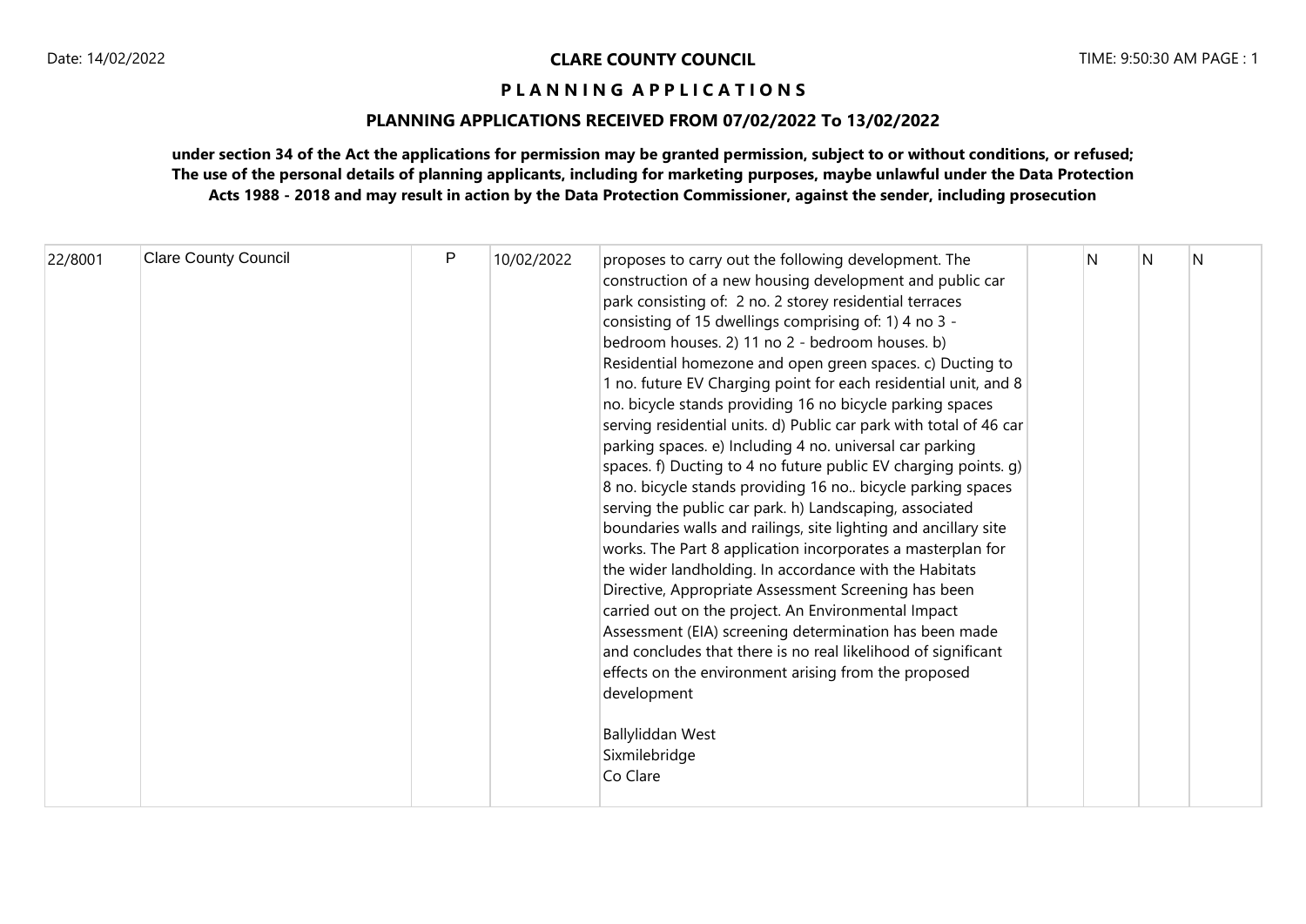# CLARE COUNTY COUNCIL

## PLANNING APPLICATIONS

### PLANNING APPLICATIONS RECEIVED FROM 07/02/2022 To 13/02/2022

**under section 34 of the Act the applications for permission may be granted permission, subject to or without conditions, or refused; The use of the personal details of planning applicants, including for marketing purposes, maybe unlawful under the Data Protection Acts 1988 - 2018 and may result in action by the Data Protection Commissioner, against the sender, including prosecution**

| | | | | | | | | |
|---|---|---|---|---|---|---|---|---|
| 22/8001 | Clare County Council | P | 10/02/2022 | proposes to carry out the following development. The construction of a new housing development and public car park consisting of: 2 no. 2 storey residential terraces consisting of 15 dwellings comprising of: 1) 4 no 3 - bedroom houses. 2) 11 no 2 - bedroom houses. b) Residential homezone and open green spaces. c) Ducting to 1 no. future EV Charging point for each residential unit, and 8 no. bicycle stands providing 16 no bicycle parking spaces serving residential units. d) Public car park with total of 46 car parking spaces. e) Including 4 no. universal car parking spaces. f) Ducting to 4 no future public EV charging points. g) 8 no. bicycle stands providing 16 no.. bicycle parking spaces serving the public car park. h) Landscaping, associated boundaries walls and railings, site lighting and ancillary site works. The Part 8 application incorporates a masterplan for the wider landholding. In accordance with the Habitats Directive, Appropriate Assessment Screening has been carried out on the project. An Environmental Impact Assessment (EIA) screening determination has been made and concludes that there is no real likelihood of significant effects on the environment arising from the proposed development<br><br>Ballyliddan West<br>Sixmilebridge<br>Co Clare | | N | N | N |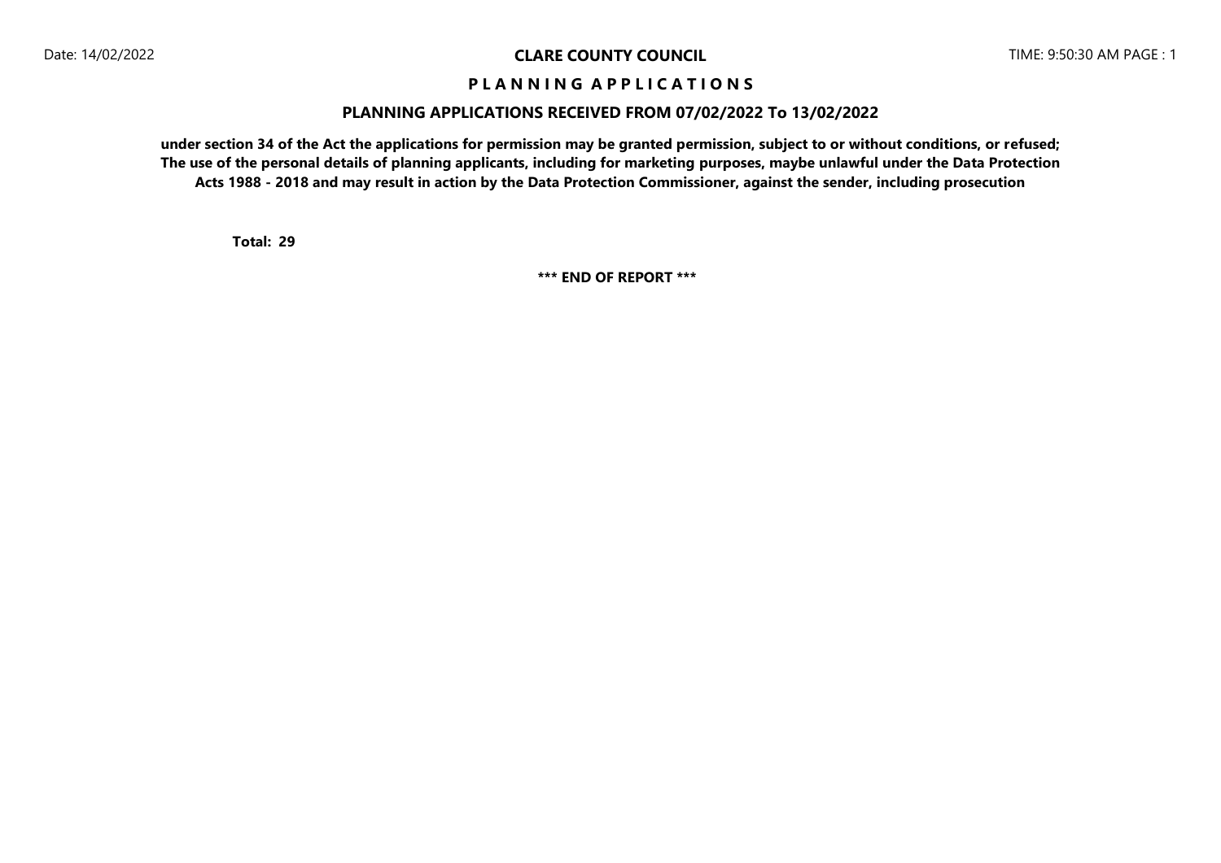**CLARE COUNTY COUNCIL**

## P L A N N I N G   A P P L I C A T I O N S

### PLANNING APPLICATIONS RECEIVED FROM 07/02/2022 To 13/02/2022

**under section 34 of the Act the applications for permission may be granted permission, subject to or without conditions, or refused; The use of the personal details of planning applicants, including for marketing purposes, maybe unlawful under the Data Protection Acts 1988 - 2018 and may result in action by the Data Protection Commissioner, against the sender, including prosecution**

**Total: 29**

**\*\*\* END OF REPORT \*\*\***